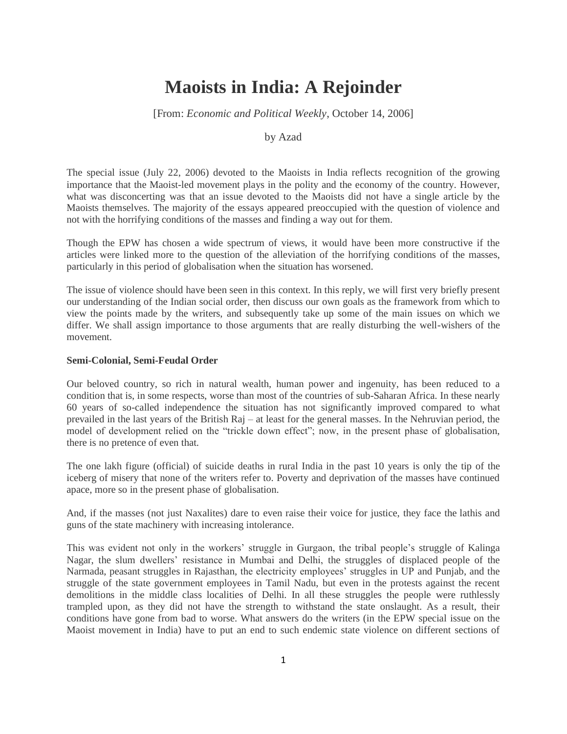# Maoists in India: A Rejoinder

[From: *Economic and Political Weekly*, October 14, 2006]

by Azad

The special issue (July 22, 2006) devoted to the Maoists in India reflects recognition of the growing importance that the Maoist-led movement plays in the polity and the economy of the country. However, what was disconcerting was that an issue devoted to the Maoists did not have a single article by the Maoists themselves. The majority of the essays appeared preoccupied with the question of violence and not with the horrifying conditions of the masses and finding a way out for them.

Though the EPW has chosen a wide spectrum of views, it would have been more constructive if the articles were linked more to the question of the alleviation of the horrifying conditions of the masses, particularly in this period of globalisation when the situation has worsened.

The issue of violence should have been seen in this context. In this reply, we will first very briefly present our understanding of the Indian social order, then discuss our own goals as the framework from which to view the points made by the writers, and subsequently take up some of the main issues on which we differ. We shall assign importance to those arguments that are really disturbing the well-wishers of the movement.

**Semi-Colonial, Semi-Feudal Order**

Our beloved country, so rich in natural wealth, human power and ingenuity, has been reduced to a condition that is, in some respects, worse than most of the countries of sub-Saharan Africa. In these nearly 60 years of so-called independence the situation has not significantly improved compared to what prevailed in the last years of the British Raj – at least for the general masses. In the Nehruvian period, the model of development relied on the "trickle down effect"; now, in the present phase of globalisation, there is no pretence of even that.

The one lakh figure (official) of suicide deaths in rural India in the past 10 years is only the tip of the iceberg of misery that none of the writers refer to. Poverty and deprivation of the masses have continued apace, more so in the present phase of globalisation.

And, if the masses (not just Naxalites) dare to even raise their voice for justice, they face the lathis and guns of the state machinery with increasing intolerance.

This was evident not only in the workers' struggle in Gurgaon, the tribal people's struggle of Kalinga Nagar, the slum dwellers' resistance in Mumbai and Delhi, the struggles of displaced people of the Narmada, peasant struggles in Rajasthan, the electricity employees' struggles in UP and Punjab, and the struggle of the state government employees in Tamil Nadu, but even in the protests against the recent demolitions in the middle class localities of Delhi. In all these struggles the people were ruthlessly trampled upon, as they did not have the strength to withstand the state onslaught. As a result, their conditions have gone from bad to worse. What answers do the writers (in the EPW special issue on the Maoist movement in India) have to put an end to such endemic state violence on different sections of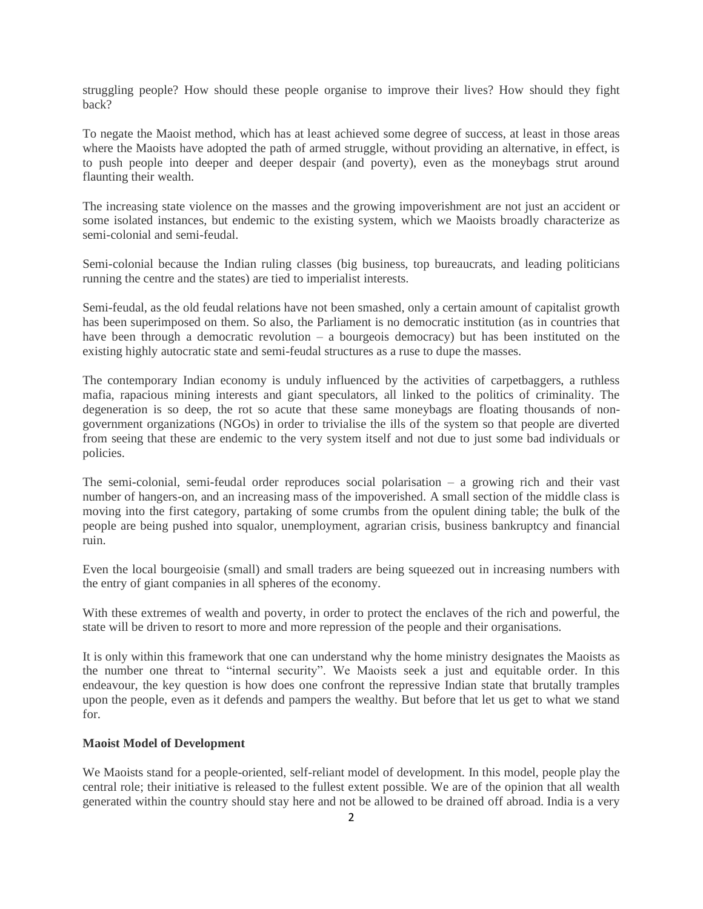struggling people? How should these people organise to improve their lives? How should they fight back?

To negate the Maoist method, which has at least achieved some degree of success, at least in those areas where the Maoists have adopted the path of armed struggle, without providing an alternative, in effect, is to push people into deeper and deeper despair (and poverty), even as the moneybags strut around flaunting their wealth.

The increasing state violence on the masses and the growing impoverishment are not just an accident or some isolated instances, but endemic to the existing system, which we Maoists broadly characterize as semi-colonial and semi-feudal.

Semi-colonial because the Indian ruling classes (big business, top bureaucrats, and leading politicians running the centre and the states) are tied to imperialist interests.

Semi-feudal, as the old feudal relations have not been smashed, only a certain amount of capitalist growth has been superimposed on them. So also, the Parliament is no democratic institution (as in countries that have been through a democratic revolution – a bourgeois democracy) but has been instituted on the existing highly autocratic state and semi-feudal structures as a ruse to dupe the masses.

The contemporary Indian economy is unduly influenced by the activities of carpetbaggers, a ruthless mafia, rapacious mining interests and giant speculators, all linked to the politics of criminality. The degeneration is so deep, the rot so acute that these same moneybags are floating thousands of non-government organizations (NGOs) in order to trivialise the ills of the system so that people are diverted from seeing that these are endemic to the very system itself and not due to just some bad individuals or policies.

The semi-colonial, semi-feudal order reproduces social polarisation – a growing rich and their vast number of hangers-on, and an increasing mass of the impoverished. A small section of the middle class is moving into the first category, partaking of some crumbs from the opulent dining table; the bulk of the people are being pushed into squalor, unemployment, agrarian crisis, business bankruptcy and financial ruin.

Even the local bourgeoisie (small) and small traders are being squeezed out in increasing numbers with the entry of giant companies in all spheres of the economy.

With these extremes of wealth and poverty, in order to protect the enclaves of the rich and powerful, the state will be driven to resort to more and more repression of the people and their organisations.

It is only within this framework that one can understand why the home ministry designates the Maoists as the number one threat to "internal security". We Maoists seek a just and equitable order. In this endeavour, the key question is how does one confront the repressive Indian state that brutally tramples upon the people, even as it defends and pampers the wealthy. But before that let us get to what we stand for.

**Maoist Model of Development**

We Maoists stand for a people-oriented, self-reliant model of development. In this model, people play the central role; their initiative is released to the fullest extent possible. We are of the opinion that all wealth generated within the country should stay here and not be allowed to be drained off abroad. India is a very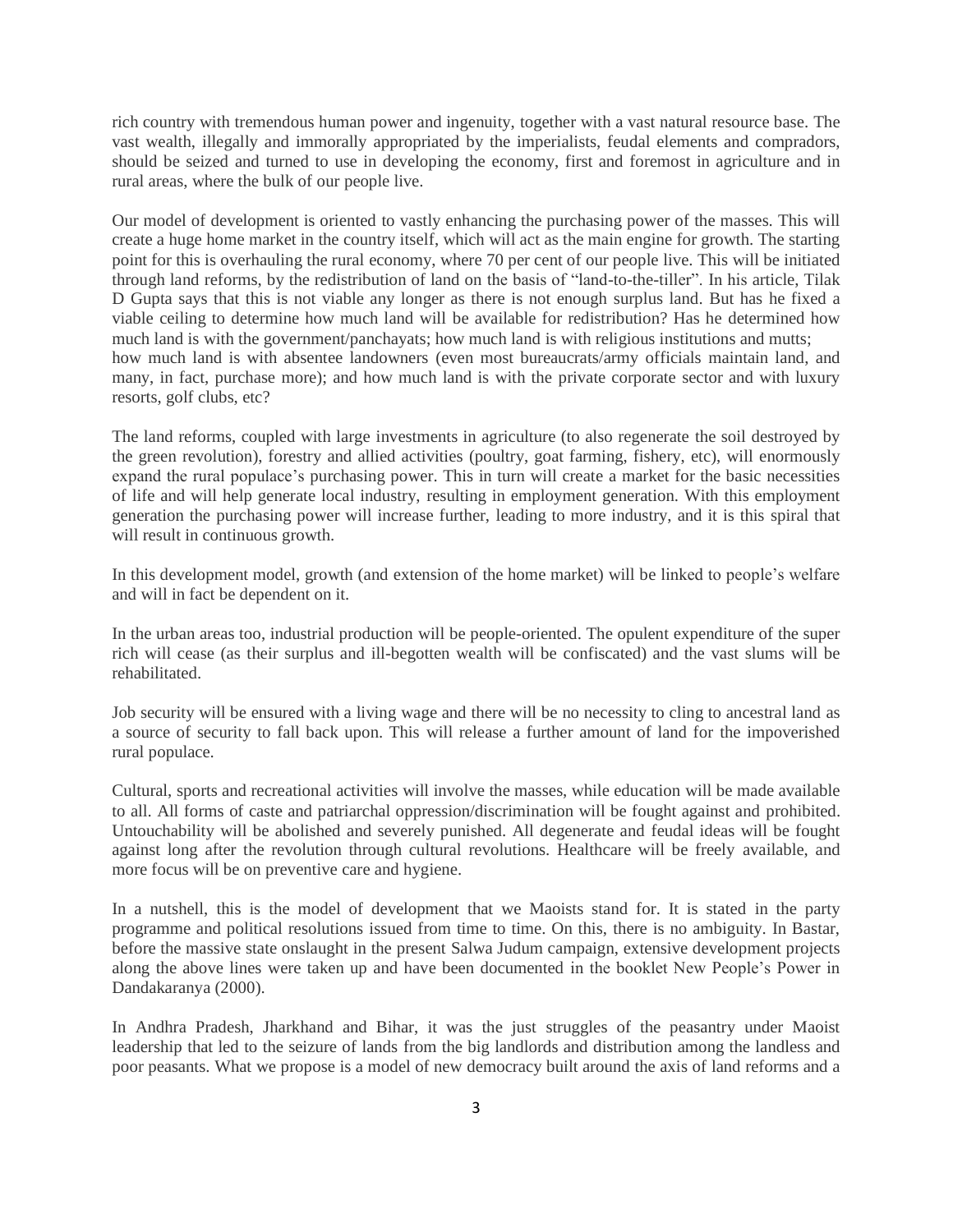rich country with tremendous human power and ingenuity, together with a vast natural resource base. The vast wealth, illegally and immorally appropriated by the imperialists, feudal elements and compradors, should be seized and turned to use in developing the economy, first and foremost in agriculture and in rural areas, where the bulk of our people live.

Our model of development is oriented to vastly enhancing the purchasing power of the masses. This will create a huge home market in the country itself, which will act as the main engine for growth. The starting point for this is overhauling the rural economy, where 70 per cent of our people live. This will be initiated through land reforms, by the redistribution of land on the basis of "land-to-the-tiller". In his article, Tilak D Gupta says that this is not viable any longer as there is not enough surplus land. But has he fixed a viable ceiling to determine how much land will be available for redistribution? Has he determined how much land is with the government/panchayats; how much land is with religious institutions and mutts; how much land is with absentee landowners (even most bureaucrats/army officials maintain land, and many, in fact, purchase more); and how much land is with the private corporate sector and with luxury resorts, golf clubs, etc?

The land reforms, coupled with large investments in agriculture (to also regenerate the soil destroyed by the green revolution), forestry and allied activities (poultry, goat farming, fishery, etc), will enormously expand the rural populace's purchasing power. This in turn will create a market for the basic necessities of life and will help generate local industry, resulting in employment generation. With this employment generation the purchasing power will increase further, leading to more industry, and it is this spiral that will result in continuous growth.

In this development model, growth (and extension of the home market) will be linked to people's welfare and will in fact be dependent on it.

In the urban areas too, industrial production will be people-oriented. The opulent expenditure of the super rich will cease (as their surplus and ill-begotten wealth will be confiscated) and the vast slums will be rehabilitated.

Job security will be ensured with a living wage and there will be no necessity to cling to ancestral land as a source of security to fall back upon. This will release a further amount of land for the impoverished rural populace.

Cultural, sports and recreational activities will involve the masses, while education will be made available to all. All forms of caste and patriarchal oppression/discrimination will be fought against and prohibited. Untouchability will be abolished and severely punished. All degenerate and feudal ideas will be fought against long after the revolution through cultural revolutions. Healthcare will be freely available, and more focus will be on preventive care and hygiene.

In a nutshell, this is the model of development that we Maoists stand for. It is stated in the party programme and political resolutions issued from time to time. On this, there is no ambiguity. In Bastar, before the massive state onslaught in the present Salwa Judum campaign, extensive development projects along the above lines were taken up and have been documented in the booklet New People's Power in Dandakaranya (2000).

In Andhra Pradesh, Jharkhand and Bihar, it was the just struggles of the peasantry under Maoist leadership that led to the seizure of lands from the big landlords and distribution among the landless and poor peasants. What we propose is a model of new democracy built around the axis of land reforms and a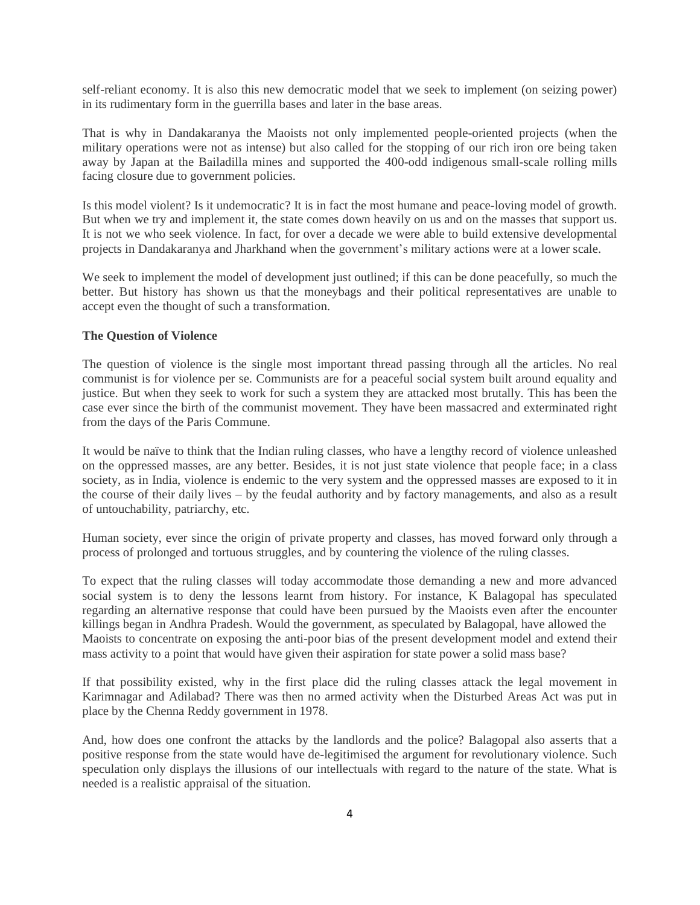self-reliant economy. It is also this new democratic model that we seek to implement (on seizing power) in its rudimentary form in the guerrilla bases and later in the base areas.

That is why in Dandakaranya the Maoists not only implemented people-oriented projects (when the military operations were not as intense) but also called for the stopping of our rich iron ore being taken away by Japan at the Bailadilla mines and supported the 400-odd indigenous small-scale rolling mills facing closure due to government policies.

Is this model violent? Is it undemocratic? It is in fact the most humane and peace-loving model of growth. But when we try and implement it, the state comes down heavily on us and on the masses that support us. It is not we who seek violence. In fact, for over a decade we were able to build extensive developmental projects in Dandakaranya and Jharkhand when the government's military actions were at a lower scale.

We seek to implement the model of development just outlined; if this can be done peacefully, so much the better. But history has shown us that the moneybags and their political representatives are unable to accept even the thought of such a transformation.

**The Question of Violence**

The question of violence is the single most important thread passing through all the articles. No real communist is for violence per se. Communists are for a peaceful social system built around equality and justice. But when they seek to work for such a system they are attacked most brutally. This has been the case ever since the birth of the communist movement. They have been massacred and exterminated right from the days of the Paris Commune.

It would be naïve to think that the Indian ruling classes, who have a lengthy record of violence unleashed on the oppressed masses, are any better. Besides, it is not just state violence that people face; in a class society, as in India, violence is endemic to the very system and the oppressed masses are exposed to it in the course of their daily lives – by the feudal authority and by factory managements, and also as a result of untouchability, patriarchy, etc.

Human society, ever since the origin of private property and classes, has moved forward only through a process of prolonged and tortuous struggles, and by countering the violence of the ruling classes.

To expect that the ruling classes will today accommodate those demanding a new and more advanced social system is to deny the lessons learnt from history. For instance, K Balagopal has speculated regarding an alternative response that could have been pursued by the Maoists even after the encounter killings began in Andhra Pradesh. Would the government, as speculated by Balagopal, have allowed the Maoists to concentrate on exposing the anti-poor bias of the present development model and extend their mass activity to a point that would have given their aspiration for state power a solid mass base?

If that possibility existed, why in the first place did the ruling classes attack the legal movement in Karimnagar and Adilabad? There was then no armed activity when the Disturbed Areas Act was put in place by the Chenna Reddy government in 1978.

And, how does one confront the attacks by the landlords and the police? Balagopal also asserts that a positive response from the state would have de-legitimised the argument for revolutionary violence. Such speculation only displays the illusions of our intellectuals with regard to the nature of the state. What is needed is a realistic appraisal of the situation.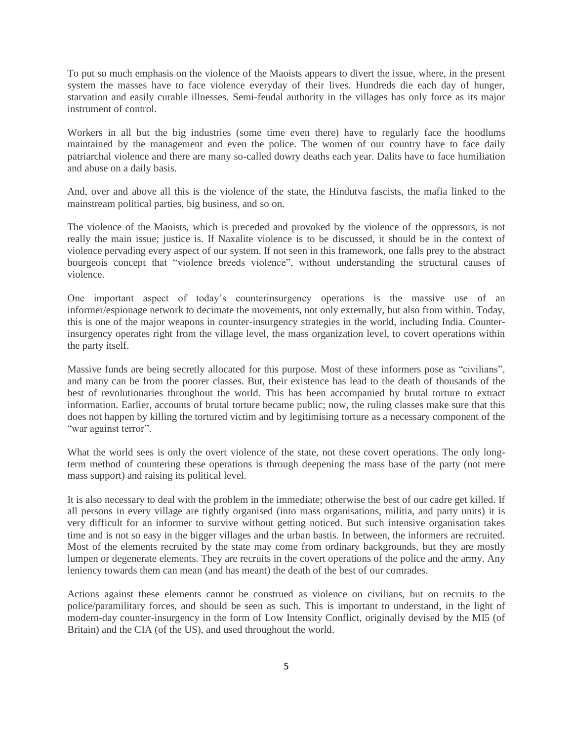To put so much emphasis on the violence of the Maoists appears to divert the issue, where, in the present system the masses have to face violence everyday of their lives. Hundreds die each day of hunger, starvation and easily curable illnesses. Semi-feudal authority in the villages has only force as its major instrument of control.

Workers in all but the big industries (some time even there) have to regularly face the hoodlums maintained by the management and even the police. The women of our country have to face daily patriarchal violence and there are many so-called dowry deaths each year. Dalits have to face humiliation and abuse on a daily basis.

And, over and above all this is the violence of the state, the Hindutva fascists, the mafia linked to the mainstream political parties, big business, and so on.

The violence of the Maoists, which is preceded and provoked by the violence of the oppressors, is not really the main issue; justice is. If Naxalite violence is to be discussed, it should be in the context of violence pervading every aspect of our system. If not seen in this framework, one falls prey to the abstract bourgeois concept that "violence breeds violence", without understanding the structural causes of violence.

One important aspect of today's counterinsurgency operations is the massive use of an informer/espionage network to decimate the movements, not only externally, but also from within. Today, this is one of the major weapons in counter-insurgency strategies in the world, including India. Counter-insurgency operates right from the village level, the mass organization level, to covert operations within the party itself.

Massive funds are being secretly allocated for this purpose. Most of these informers pose as "civilians", and many can be from the poorer classes. But, their existence has lead to the death of thousands of the best of revolutionaries throughout the world. This has been accompanied by brutal torture to extract information. Earlier, accounts of brutal torture became public; now, the ruling classes make sure that this does not happen by killing the tortured victim and by legitimising torture as a necessary component of the "war against terror".

What the world sees is only the overt violence of the state, not these covert operations. The only long-term method of countering these operations is through deepening the mass base of the party (not mere mass support) and raising its political level.

It is also necessary to deal with the problem in the immediate; otherwise the best of our cadre get killed. If all persons in every village are tightly organised (into mass organisations, militia, and party units) it is very difficult for an informer to survive without getting noticed. But such intensive organisation takes time and is not so easy in the bigger villages and the urban bastis. In between, the informers are recruited. Most of the elements recruited by the state may come from ordinary backgrounds, but they are mostly lumpen or degenerate elements. They are recruits in the covert operations of the police and the army. Any leniency towards them can mean (and has meant) the death of the best of our comrades.

Actions against these elements cannot be construed as violence on civilians, but on recruits to the police/paramilitary forces, and should be seen as such. This is important to understand, in the light of modern-day counter-insurgency in the form of Low Intensity Conflict, originally devised by the MI5 (of Britain) and the CIA (of the US), and used throughout the world.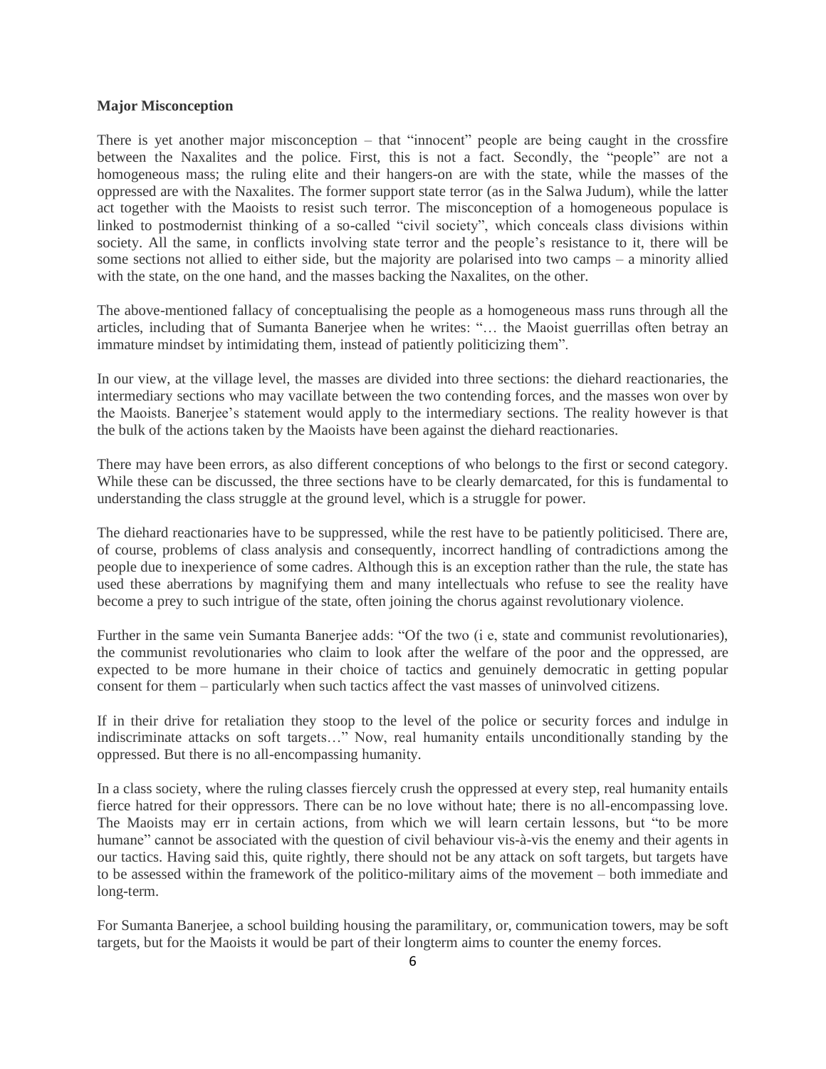**Major Misconception**

There is yet another major misconception – that "innocent" people are being caught in the crossfire between the Naxalites and the police. First, this is not a fact. Secondly, the "people" are not a homogeneous mass; the ruling elite and their hangers-on are with the state, while the masses of the oppressed are with the Naxalites. The former support state terror (as in the Salwa Judum), while the latter act together with the Maoists to resist such terror. The misconception of a homogeneous populace is linked to postmodernist thinking of a so-called "civil society", which conceals class divisions within society. All the same, in conflicts involving state terror and the people's resistance to it, there will be some sections not allied to either side, but the majority are polarised into two camps – a minority allied with the state, on the one hand, and the masses backing the Naxalites, on the other.

The above-mentioned fallacy of conceptualising the people as a homogeneous mass runs through all the articles, including that of Sumanta Banerjee when he writes: "… the Maoist guerrillas often betray an immature mindset by intimidating them, instead of patiently politicizing them".

In our view, at the village level, the masses are divided into three sections: the diehard reactionaries, the intermediary sections who may vacillate between the two contending forces, and the masses won over by the Maoists. Banerjee's statement would apply to the intermediary sections. The reality however is that the bulk of the actions taken by the Maoists have been against the diehard reactionaries.

There may have been errors, as also different conceptions of who belongs to the first or second category. While these can be discussed, the three sections have to be clearly demarcated, for this is fundamental to understanding the class struggle at the ground level, which is a struggle for power.

The diehard reactionaries have to be suppressed, while the rest have to be patiently politicised. There are, of course, problems of class analysis and consequently, incorrect handling of contradictions among the people due to inexperience of some cadres. Although this is an exception rather than the rule, the state has used these aberrations by magnifying them and many intellectuals who refuse to see the reality have become a prey to such intrigue of the state, often joining the chorus against revolutionary violence.

Further in the same vein Sumanta Banerjee adds: "Of the two (i e, state and communist revolutionaries), the communist revolutionaries who claim to look after the welfare of the poor and the oppressed, are expected to be more humane in their choice of tactics and genuinely democratic in getting popular consent for them – particularly when such tactics affect the vast masses of uninvolved citizens.

If in their drive for retaliation they stoop to the level of the police or security forces and indulge in indiscriminate attacks on soft targets…" Now, real humanity entails unconditionally standing by the oppressed. But there is no all-encompassing humanity.

In a class society, where the ruling classes fiercely crush the oppressed at every step, real humanity entails fierce hatred for their oppressors. There can be no love without hate; there is no all-encompassing love. The Maoists may err in certain actions, from which we will learn certain lessons, but "to be more humane" cannot be associated with the question of civil behaviour vis-à-vis the enemy and their agents in our tactics. Having said this, quite rightly, there should not be any attack on soft targets, but targets have to be assessed within the framework of the politico-military aims of the movement – both immediate and long-term.

For Sumanta Banerjee, a school building housing the paramilitary, or, communication towers, may be soft targets, but for the Maoists it would be part of their longterm aims to counter the enemy forces.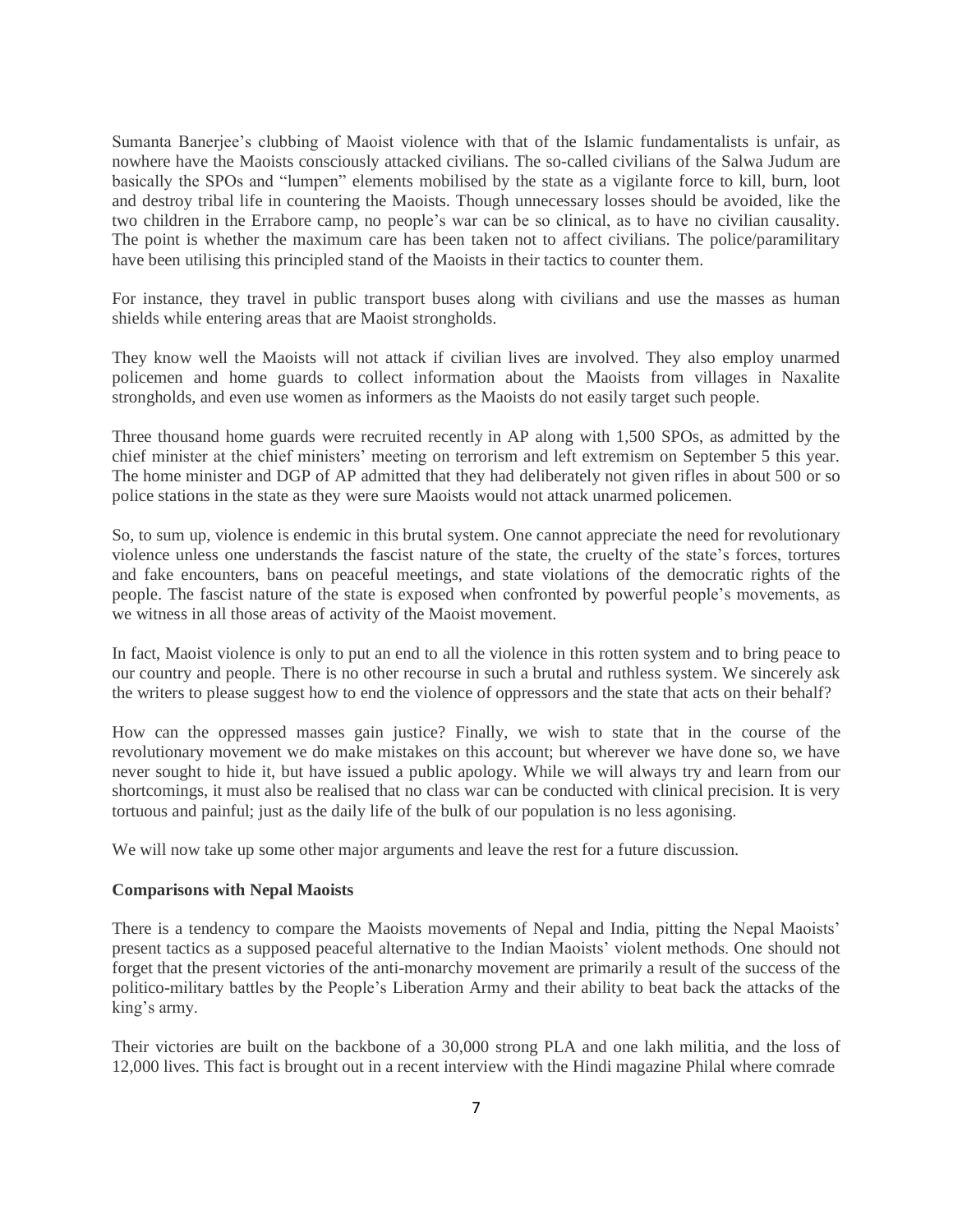Sumanta Banerjee's clubbing of Maoist violence with that of the Islamic fundamentalists is unfair, as nowhere have the Maoists consciously attacked civilians. The so-called civilians of the Salwa Judum are basically the SPOs and "lumpen" elements mobilised by the state as a vigilante force to kill, burn, loot and destroy tribal life in countering the Maoists. Though unnecessary losses should be avoided, like the two children in the Errabore camp, no people's war can be so clinical, as to have no civilian causality. The point is whether the maximum care has been taken not to affect civilians. The police/paramilitary have been utilising this principled stand of the Maoists in their tactics to counter them.

For instance, they travel in public transport buses along with civilians and use the masses as human shields while entering areas that are Maoist strongholds.

They know well the Maoists will not attack if civilian lives are involved. They also employ unarmed policemen and home guards to collect information about the Maoists from villages in Naxalite strongholds, and even use women as informers as the Maoists do not easily target such people.

Three thousand home guards were recruited recently in AP along with 1,500 SPOs, as admitted by the chief minister at the chief ministers' meeting on terrorism and left extremism on September 5 this year. The home minister and DGP of AP admitted that they had deliberately not given rifles in about 500 or so police stations in the state as they were sure Maoists would not attack unarmed policemen.

So, to sum up, violence is endemic in this brutal system. One cannot appreciate the need for revolutionary violence unless one understands the fascist nature of the state, the cruelty of the state's forces, tortures and fake encounters, bans on peaceful meetings, and state violations of the democratic rights of the people. The fascist nature of the state is exposed when confronted by powerful people's movements, as we witness in all those areas of activity of the Maoist movement.

In fact, Maoist violence is only to put an end to all the violence in this rotten system and to bring peace to our country and people. There is no other recourse in such a brutal and ruthless system. We sincerely ask the writers to please suggest how to end the violence of oppressors and the state that acts on their behalf?

How can the oppressed masses gain justice? Finally, we wish to state that in the course of the revolutionary movement we do make mistakes on this account; but wherever we have done so, we have never sought to hide it, but have issued a public apology. While we will always try and learn from our shortcomings, it must also be realised that no class war can be conducted with clinical precision. It is very tortuous and painful; just as the daily life of the bulk of our population is no less agonising.

We will now take up some other major arguments and leave the rest for a future discussion.

**Comparisons with Nepal Maoists**

There is a tendency to compare the Maoists movements of Nepal and India, pitting the Nepal Maoists' present tactics as a supposed peaceful alternative to the Indian Maoists' violent methods. One should not forget that the present victories of the anti-monarchy movement are primarily a result of the success of the politico-military battles by the People's Liberation Army and their ability to beat back the attacks of the king's army.

Their victories are built on the backbone of a 30,000 strong PLA and one lakh militia, and the loss of 12,000 lives. This fact is brought out in a recent interview with the Hindi magazine Philal where comrade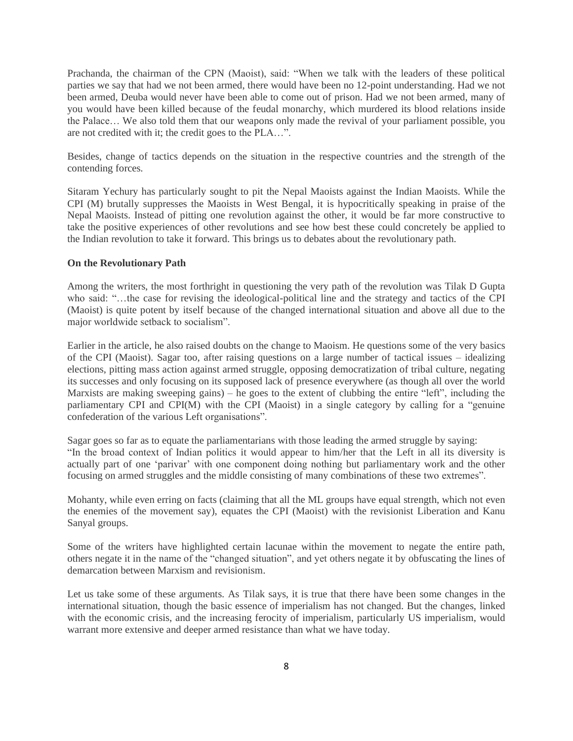Prachanda, the chairman of the CPN (Maoist), said: "When we talk with the leaders of these political parties we say that had we not been armed, there would have been no 12-point understanding. Had we not been armed, Deuba would never have been able to come out of prison. Had we not been armed, many of you would have been killed because of the feudal monarchy, which murdered its blood relations inside the Palace… We also told them that our weapons only made the revival of your parliament possible, you are not credited with it; the credit goes to the PLA…".

Besides, change of tactics depends on the situation in the respective countries and the strength of the contending forces.

Sitaram Yechury has particularly sought to pit the Nepal Maoists against the Indian Maoists. While the CPI (M) brutally suppresses the Maoists in West Bengal, it is hypocritically speaking in praise of the Nepal Maoists. Instead of pitting one revolution against the other, it would be far more constructive to take the positive experiences of other revolutions and see how best these could concretely be applied to the Indian revolution to take it forward. This brings us to debates about the revolutionary path.

**On the Revolutionary Path**

Among the writers, the most forthright in questioning the very path of the revolution was Tilak D Gupta who said: "…the case for revising the ideological-political line and the strategy and tactics of the CPI (Maoist) is quite potent by itself because of the changed international situation and above all due to the major worldwide setback to socialism".

Earlier in the article, he also raised doubts on the change to Maoism. He questions some of the very basics of the CPI (Maoist). Sagar too, after raising questions on a large number of tactical issues – idealizing elections, pitting mass action against armed struggle, opposing democratization of tribal culture, negating its successes and only focusing on its supposed lack of presence everywhere (as though all over the world Marxists are making sweeping gains) – he goes to the extent of clubbing the entire "left", including the parliamentary CPI and CPI(M) with the CPI (Maoist) in a single category by calling for a "genuine confederation of the various Left organisations".

Sagar goes so far as to equate the parliamentarians with those leading the armed struggle by saying:
"In the broad context of Indian politics it would appear to him/her that the Left in all its diversity is actually part of one 'parivar' with one component doing nothing but parliamentary work and the other focusing on armed struggles and the middle consisting of many combinations of these two extremes".

Mohanty, while even erring on facts (claiming that all the ML groups have equal strength, which not even the enemies of the movement say), equates the CPI (Maoist) with the revisionist Liberation and Kanu Sanyal groups.

Some of the writers have highlighted certain lacunae within the movement to negate the entire path, others negate it in the name of the "changed situation", and yet others negate it by obfuscating the lines of demarcation between Marxism and revisionism.

Let us take some of these arguments. As Tilak says, it is true that there have been some changes in the international situation, though the basic essence of imperialism has not changed. But the changes, linked with the economic crisis, and the increasing ferocity of imperialism, particularly US imperialism, would warrant more extensive and deeper armed resistance than what we have today.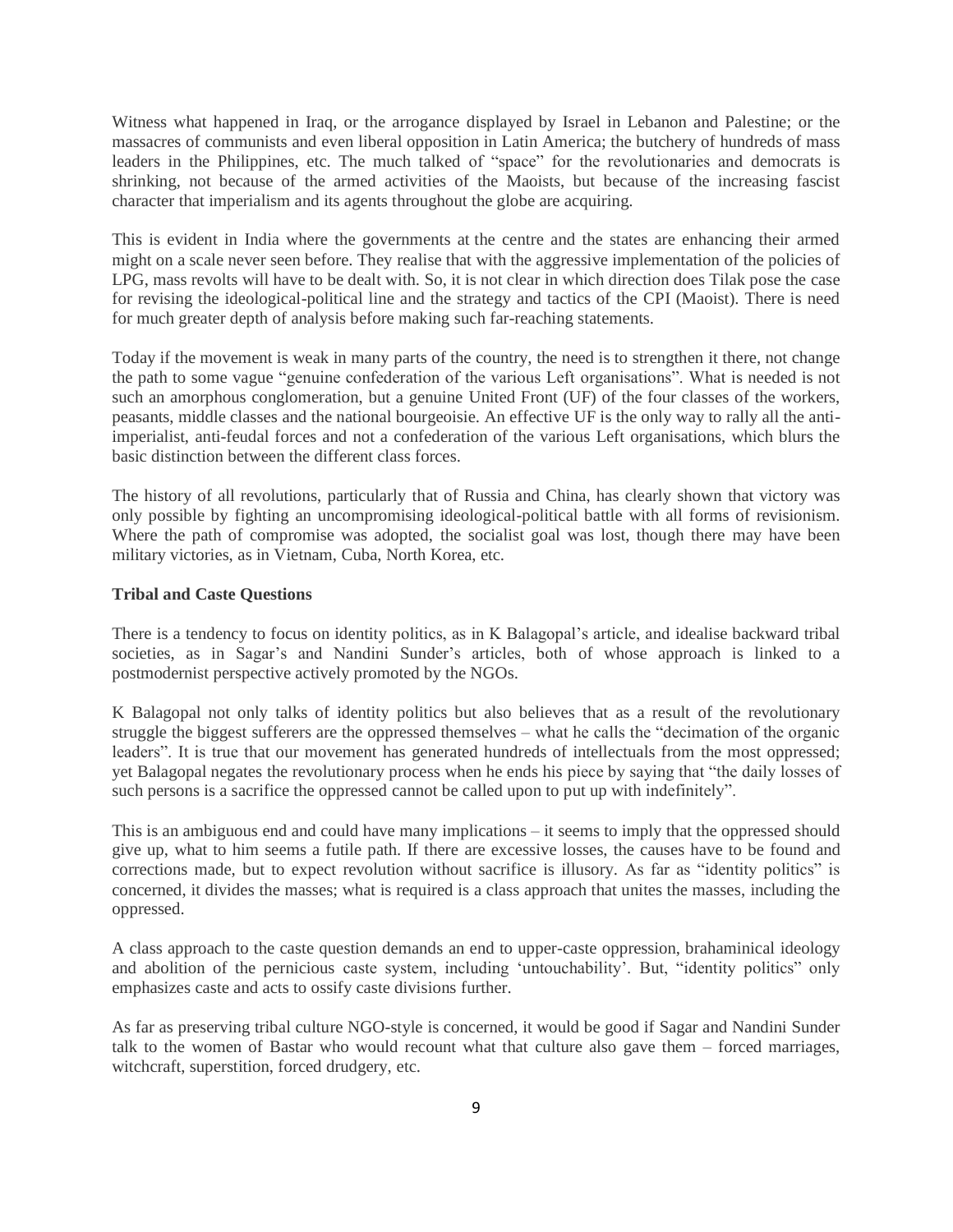Witness what happened in Iraq, or the arrogance displayed by Israel in Lebanon and Palestine; or the massacres of communists and even liberal opposition in Latin America; the butchery of hundreds of mass leaders in the Philippines, etc. The much talked of "space" for the revolutionaries and democrats is shrinking, not because of the armed activities of the Maoists, but because of the increasing fascist character that imperialism and its agents throughout the globe are acquiring.

This is evident in India where the governments at the centre and the states are enhancing their armed might on a scale never seen before. They realise that with the aggressive implementation of the policies of LPG, mass revolts will have to be dealt with. So, it is not clear in which direction does Tilak pose the case for revising the ideological-political line and the strategy and tactics of the CPI (Maoist). There is need for much greater depth of analysis before making such far-reaching statements.

Today if the movement is weak in many parts of the country, the need is to strengthen it there, not change the path to some vague "genuine confederation of the various Left organisations". What is needed is not such an amorphous conglomeration, but a genuine United Front (UF) of the four classes of the workers, peasants, middle classes and the national bourgeoisie. An effective UF is the only way to rally all the anti-imperialist, anti-feudal forces and not a confederation of the various Left organisations, which blurs the basic distinction between the different class forces.

The history of all revolutions, particularly that of Russia and China, has clearly shown that victory was only possible by fighting an uncompromising ideological-political battle with all forms of revisionism. Where the path of compromise was adopted, the socialist goal was lost, though there may have been military victories, as in Vietnam, Cuba, North Korea, etc.

**Tribal and Caste Questions**

There is a tendency to focus on identity politics, as in K Balagopal's article, and idealise backward tribal societies, as in Sagar's and Nandini Sunder's articles, both of whose approach is linked to a postmodernist perspective actively promoted by the NGOs.

K Balagopal not only talks of identity politics but also believes that as a result of the revolutionary struggle the biggest sufferers are the oppressed themselves – what he calls the "decimation of the organic leaders". It is true that our movement has generated hundreds of intellectuals from the most oppressed; yet Balagopal negates the revolutionary process when he ends his piece by saying that "the daily losses of such persons is a sacrifice the oppressed cannot be called upon to put up with indefinitely".

This is an ambiguous end and could have many implications – it seems to imply that the oppressed should give up, what to him seems a futile path. If there are excessive losses, the causes have to be found and corrections made, but to expect revolution without sacrifice is illusory. As far as "identity politics" is concerned, it divides the masses; what is required is a class approach that unites the masses, including the oppressed.

A class approach to the caste question demands an end to upper-caste oppression, brahaminical ideology and abolition of the pernicious caste system, including 'untouchability'. But, "identity politics" only emphasizes caste and acts to ossify caste divisions further.

As far as preserving tribal culture NGO-style is concerned, it would be good if Sagar and Nandini Sunder talk to the women of Bastar who would recount what that culture also gave them – forced marriages, witchcraft, superstition, forced drudgery, etc.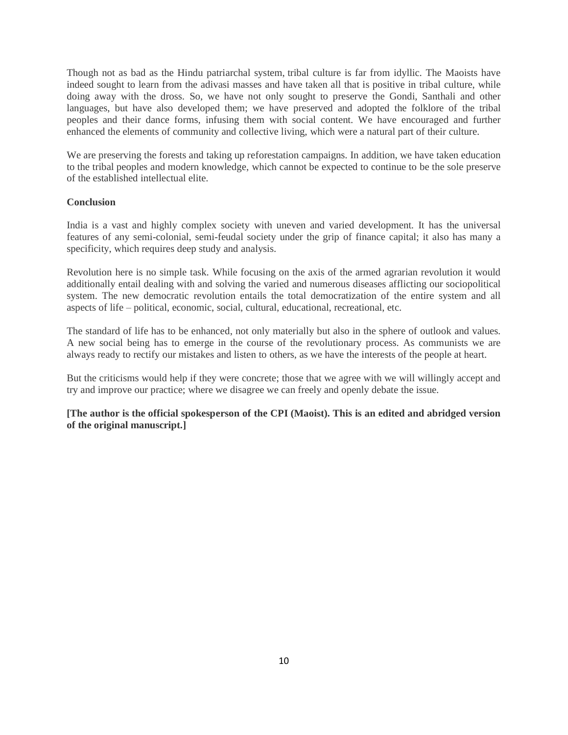Though not as bad as the Hindu patriarchal system, tribal culture is far from idyllic. The Maoists have indeed sought to learn from the adivasi masses and have taken all that is positive in tribal culture, while doing away with the dross. So, we have not only sought to preserve the Gondi, Santhali and other languages, but have also developed them; we have preserved and adopted the folklore of the tribal peoples and their dance forms, infusing them with social content. We have encouraged and further enhanced the elements of community and collective living, which were a natural part of their culture.

We are preserving the forests and taking up reforestation campaigns. In addition, we have taken education to the tribal peoples and modern knowledge, which cannot be expected to continue to be the sole preserve of the established intellectual elite.

**Conclusion**

India is a vast and highly complex society with uneven and varied development. It has the universal features of any semi-colonial, semi-feudal society under the grip of finance capital; it also has many a specificity, which requires deep study and analysis.

Revolution here is no simple task. While focusing on the axis of the armed agrarian revolution it would additionally entail dealing with and solving the varied and numerous diseases afflicting our sociopolitical system. The new democratic revolution entails the total democratization of the entire system and all aspects of life – political, economic, social, cultural, educational, recreational, etc.

The standard of life has to be enhanced, not only materially but also in the sphere of outlook and values. A new social being has to emerge in the course of the revolutionary process. As communists we are always ready to rectify our mistakes and listen to others, as we have the interests of the people at heart.

But the criticisms would help if they were concrete; those that we agree with we will willingly accept and try and improve our practice; where we disagree we can freely and openly debate the issue.

**[The author is the official spokesperson of the CPI (Maoist). This is an edited and abridged version of the original manuscript.]**